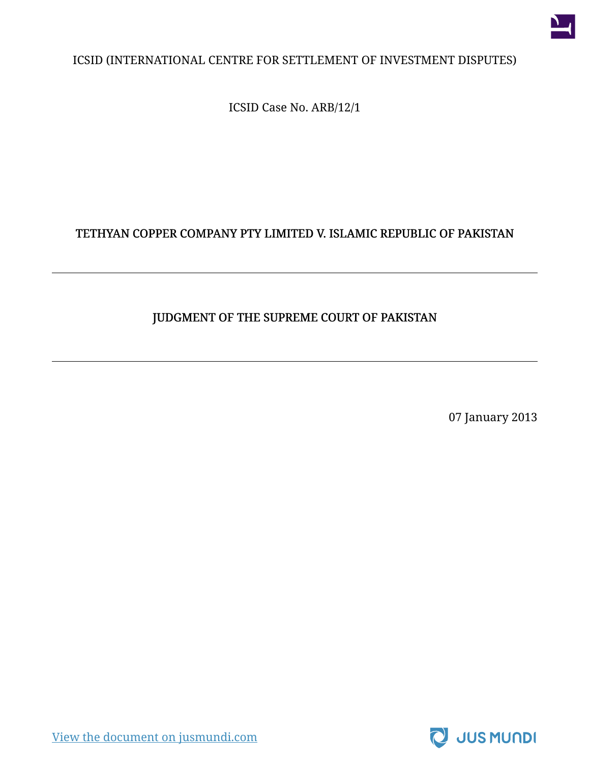ICSID (INTERNATIONAL CENTRE FOR SETTLEMENT OF INVESTMENT DISPUTES)

ICSID Case No. ARB/12/1

# TETHYAN COPPER COMPANY PTY LIMITED V. ISLAMIC REPUBLIC OF PAKISTAN

---

## JUDGMENT OF THE SUPREME COURT OF PAKISTAN

---

07 January 2013

[View the document on jusmundi.com](https://jusmundi.com)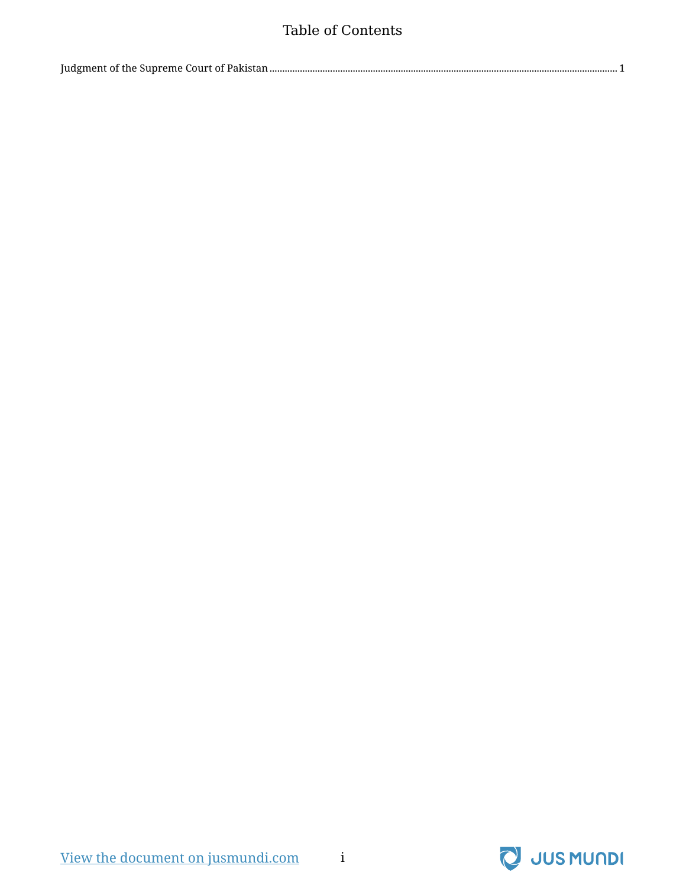# Table of Contents

Judgment of the Supreme Court of Pakistan ........................................................................................................................................... 1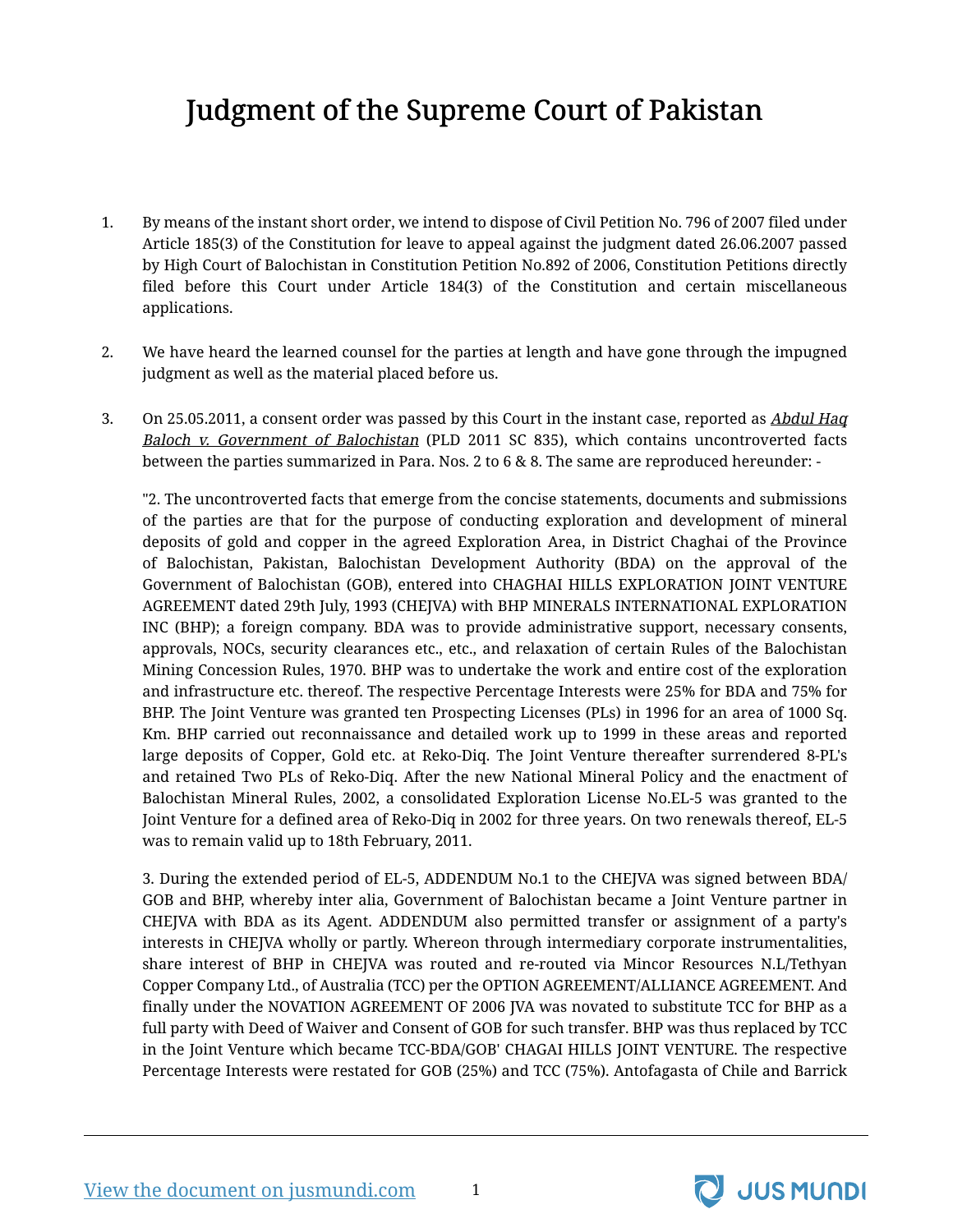# Judgment of the Supreme Court of Pakistan

1. By means of the instant short order, we intend to dispose of Civil Petition No. 796 of 2007 filed under Article 185(3) of the Constitution for leave to appeal against the judgment dated 26.06.2007 passed by High Court of Balochistan in Constitution Petition No.892 of 2006, Constitution Petitions directly filed before this Court under Article 184(3) of the Constitution and certain miscellaneous applications.

2. We have heard the learned counsel for the parties at length and have gone through the impugned judgment as well as the material placed before us.

3. On 25.05.2011, a consent order was passed by this Court in the instant case, reported as *Abdul Haq Baloch v. Government of Balochistan* (PLD 2011 SC 835), which contains uncontroverted facts between the parties summarized in Para. Nos. 2 to 6 & 8. The same are reproduced hereunder: -

   "2. The uncontroverted facts that emerge from the concise statements, documents and submissions of the parties are that for the purpose of conducting exploration and development of mineral deposits of gold and copper in the agreed Exploration Area, in District Chaghai of the Province of Balochistan, Pakistan, Balochistan Development Authority (BDA) on the approval of the Government of Balochistan (GOB), entered into CHAGHAI HILLS EXPLORATION JOINT VENTURE AGREEMENT dated 29th July, 1993 (CHEJVA) with BHP MINERALS INTERNATIONAL EXPLORATION INC (BHP); a foreign company. BDA was to provide administrative support, necessary consents, approvals, NOCs, security clearances etc., etc., and relaxation of certain Rules of the Balochistan Mining Concession Rules, 1970. BHP was to undertake the work and entire cost of the exploration and infrastructure etc. thereof. The respective Percentage Interests were 25% for BDA and 75% for BHP. The Joint Venture was granted ten Prospecting Licenses (PLs) in 1996 for an area of 1000 Sq. Km. BHP carried out reconnaissance and detailed work up to 1999 in these areas and reported large deposits of Copper, Gold etc. at Reko-Diq. The Joint Venture thereafter surrendered 8-PL's and retained Two PLs of Reko-Diq. After the new National Mineral Policy and the enactment of Balochistan Mineral Rules, 2002, a consolidated Exploration License No.EL-5 was granted to the Joint Venture for a defined area of Reko-Diq in 2002 for three years. On two renewals thereof, EL-5 was to remain valid up to 18th February, 2011.

   3. During the extended period of EL-5, ADDENDUM No.1 to the CHEJVA was signed between BDA/ GOB and BHP, whereby inter alia, Government of Balochistan became a Joint Venture partner in CHEJVA with BDA as its Agent. ADDENDUM also permitted transfer or assignment of a party's interests in CHEJVA wholly or partly. Whereon through intermediary corporate instrumentalities, share interest of BHP in CHEJVA was routed and re-routed via Mincor Resources N.L/Tethyan Copper Company Ltd., of Australia (TCC) per the OPTION AGREEMENT/ALLIANCE AGREEMENT. And finally under the NOVATION AGREEMENT OF 2006 JVA was novated to substitute TCC for BHP as a full party with Deed of Waiver and Consent of GOB for such transfer. BHP was thus replaced by TCC in the Joint Venture which became TCC-BDA/GOB' CHAGAI HILLS JOINT VENTURE. The respective Percentage Interests were restated for GOB (25%) and TCC (75%). Antofagasta of Chile and Barrick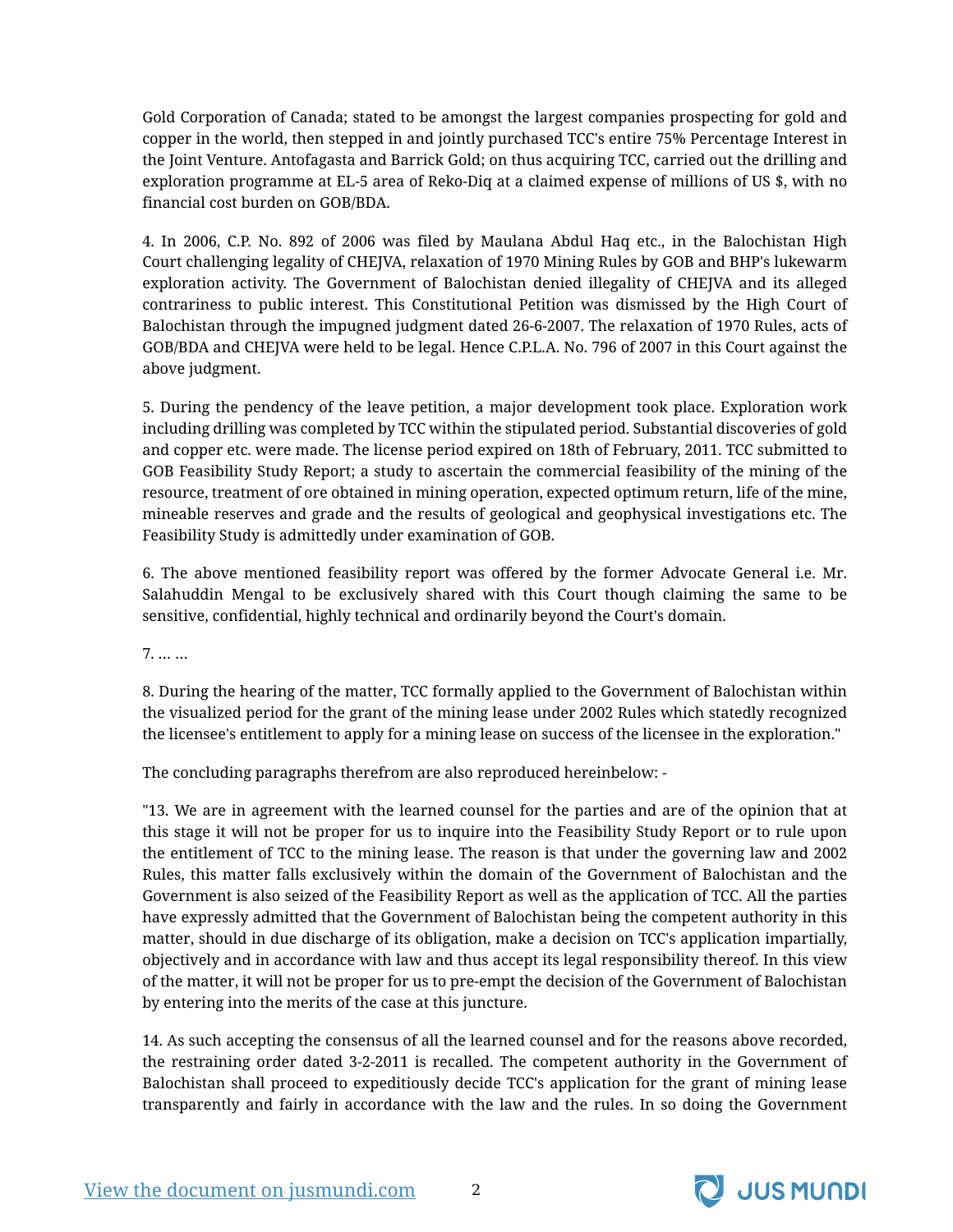Gold Corporation of Canada; stated to be amongst the largest companies prospecting for gold and copper in the world, then stepped in and jointly purchased TCC's entire 75% Percentage Interest in the Joint Venture. Antofagasta and Barrick Gold; on thus acquiring TCC, carried out the drilling and exploration programme at EL-5 area of Reko-Diq at a claimed expense of millions of US $, with no financial cost burden on GOB/BDA.

4. In 2006, C.P. No. 892 of 2006 was filed by Maulana Abdul Haq etc., in the Balochistan High Court challenging legality of CHEJVA, relaxation of 1970 Mining Rules by GOB and BHP's lukewarm exploration activity. The Government of Balochistan denied illegality of CHEJVA and its alleged contrariness to public interest. This Constitutional Petition was dismissed by the High Court of Balochistan through the impugned judgment dated 26-6-2007. The relaxation of 1970 Rules, acts of GOB/BDA and CHEJVA were held to be legal. Hence C.P.L.A. No. 796 of 2007 in this Court against the above judgment.

5. During the pendency of the leave petition, a major development took place. Exploration work including drilling was completed by TCC within the stipulated period. Substantial discoveries of gold and copper etc. were made. The license period expired on 18th of February, 2011. TCC submitted to GOB Feasibility Study Report; a study to ascertain the commercial feasibility of the mining of the resource, treatment of ore obtained in mining operation, expected optimum return, life of the mine, mineable reserves and grade and the results of geological and geophysical investigations etc. The Feasibility Study is admittedly under examination of GOB.

6. The above mentioned feasibility report was offered by the former Advocate General i.e. Mr. Salahuddin Mengal to be exclusively shared with this Court though claiming the same to be sensitive, confidential, highly technical and ordinarily beyond the Court's domain.

7. ... ...

8. During the hearing of the matter, TCC formally applied to the Government of Balochistan within the visualized period for the grant of the mining lease under 2002 Rules which statedly recognized the licensee's entitlement to apply for a mining lease on success of the licensee in the exploration."

The concluding paragraphs therefrom are also reproduced hereinbelow: -

"13. We are in agreement with the learned counsel for the parties and are of the opinion that at this stage it will not be proper for us to inquire into the Feasibility Study Report or to rule upon the entitlement of TCC to the mining lease. The reason is that under the governing law and 2002 Rules, this matter falls exclusively within the domain of the Government of Balochistan and the Government is also seized of the Feasibility Report as well as the application of TCC. All the parties have expressly admitted that the Government of Balochistan being the competent authority in this matter, should in due discharge of its obligation, make a decision on TCC's application impartially, objectively and in accordance with law and thus accept its legal responsibility thereof. In this view of the matter, it will not be proper for us to pre-empt the decision of the Government of Balochistan by entering into the merits of the case at this juncture.

14. As such accepting the consensus of all the learned counsel and for the reasons above recorded, the restraining order dated 3-2-2011 is recalled. The competent authority in the Government of Balochistan shall proceed to expeditiously decide TCC's application for the grant of mining lease transparently and fairly in accordance with the law and the rules. In so doing the Government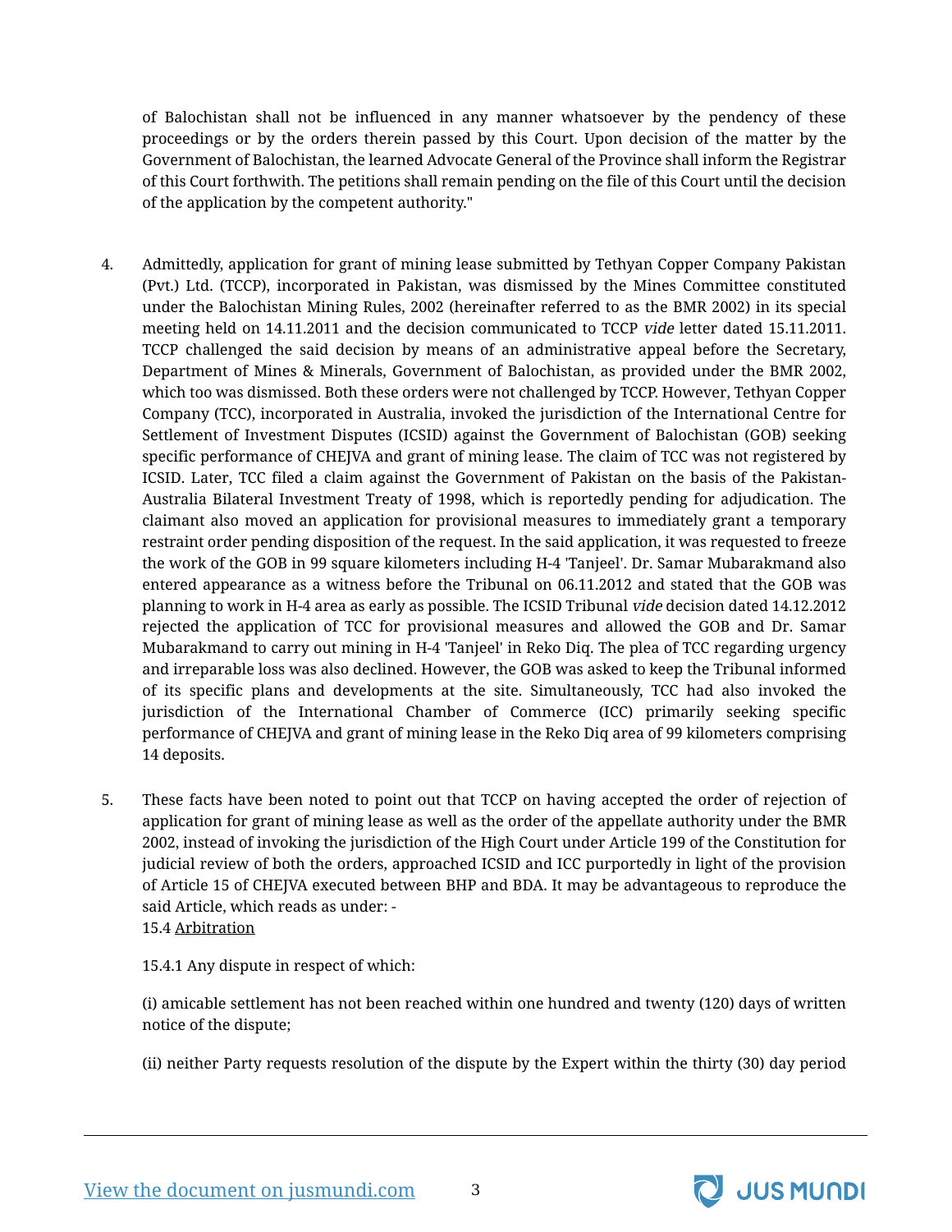of Balochistan shall not be influenced in any manner whatsoever by the pendency of these proceedings or by the orders therein passed by this Court. Upon decision of the matter by the Government of Balochistan, the learned Advocate General of the Province shall inform the Registrar of this Court forthwith. The petitions shall remain pending on the file of this Court until the decision of the application by the competent authority."

4. Admittedly, application for grant of mining lease submitted by Tethyan Copper Company Pakistan (Pvt.) Ltd. (TCCP), incorporated in Pakistan, was dismissed by the Mines Committee constituted under the Balochistan Mining Rules, 2002 (hereinafter referred to as the BMR 2002) in its special meeting held on 14.11.2011 and the decision communicated to TCCP *vide* letter dated 15.11.2011. TCCP challenged the said decision by means of an administrative appeal before the Secretary, Department of Mines & Minerals, Government of Balochistan, as provided under the BMR 2002, which too was dismissed. Both these orders were not challenged by TCCP. However, Tethyan Copper Company (TCC), incorporated in Australia, invoked the jurisdiction of the International Centre for Settlement of Investment Disputes (ICSID) against the Government of Balochistan (GOB) seeking specific performance of CHEJVA and grant of mining lease. The claim of TCC was not registered by ICSID. Later, TCC filed a claim against the Government of Pakistan on the basis of the Pakistan-Australia Bilateral Investment Treaty of 1998, which is reportedly pending for adjudication. The claimant also moved an application for provisional measures to immediately grant a temporary restraint order pending disposition of the request. In the said application, it was requested to freeze the work of the GOB in 99 square kilometers including H-4 'Tanjeel'. Dr. Samar Mubarakmand also entered appearance as a witness before the Tribunal on 06.11.2012 and stated that the GOB was planning to work in H-4 area as early as possible. The ICSID Tribunal *vide* decision dated 14.12.2012 rejected the application of TCC for provisional measures and allowed the GOB and Dr. Samar Mubarakmand to carry out mining in H-4 'Tanjeel' in Reko Diq. The plea of TCC regarding urgency and irreparable loss was also declined. However, the GOB was asked to keep the Tribunal informed of its specific plans and developments at the site. Simultaneously, TCC had also invoked the jurisdiction of the International Chamber of Commerce (ICC) primarily seeking specific performance of CHEJVA and grant of mining lease in the Reko Diq area of 99 kilometers comprising 14 deposits.

5. These facts have been noted to point out that TCCP on having accepted the order of rejection of application for grant of mining lease as well as the order of the appellate authority under the BMR 2002, instead of invoking the jurisdiction of the High Court under Article 199 of the Constitution for judicial review of both the orders, approached ICSID and ICC purportedly in light of the provision of Article 15 of CHEJVA executed between BHP and BDA. It may be advantageous to reproduce the said Article, which reads as under: -

15.4 <u>Arbitration</u>

15.4.1 Any dispute in respect of which:

(i) amicable settlement has not been reached within one hundred and twenty (120) days of written notice of the dispute;

(ii) neither Party requests resolution of the dispute by the Expert within the thirty (30) day period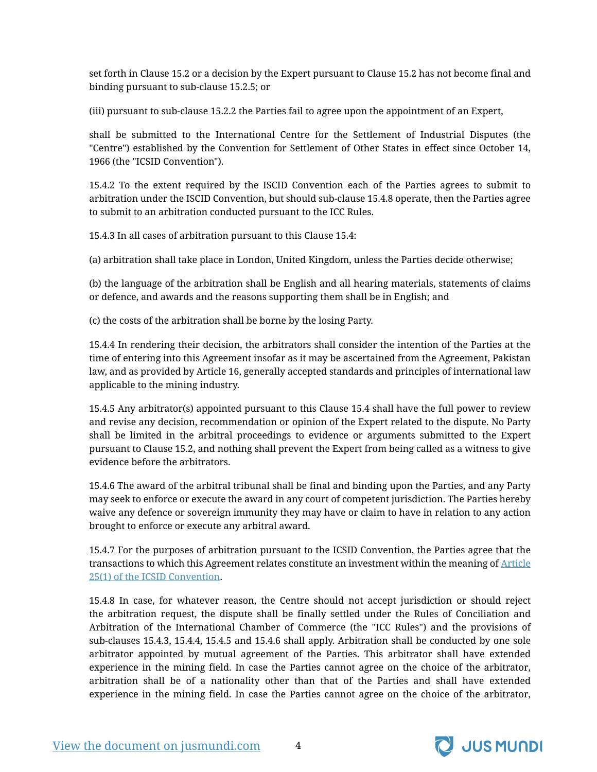set forth in Clause 15.2 or a decision by the Expert pursuant to Clause 15.2 has not become final and binding pursuant to sub-clause 15.2.5; or

(iii) pursuant to sub-clause 15.2.2 the Parties fail to agree upon the appointment of an Expert,

shall be submitted to the International Centre for the Settlement of Industrial Disputes (the "Centre") established by the Convention for Settlement of Other States in effect since October 14, 1966 (the "ICSID Convention").

15.4.2 To the extent required by the ISCID Convention each of the Parties agrees to submit to arbitration under the ISCID Convention, but should sub-clause 15.4.8 operate, then the Parties agree to submit to an arbitration conducted pursuant to the ICC Rules.

15.4.3 In all cases of arbitration pursuant to this Clause 15.4:

(a) arbitration shall take place in London, United Kingdom, unless the Parties decide otherwise;

(b) the language of the arbitration shall be English and all hearing materials, statements of claims or defence, and awards and the reasons supporting them shall be in English; and

(c) the costs of the arbitration shall be borne by the losing Party.

15.4.4 In rendering their decision, the arbitrators shall consider the intention of the Parties at the time of entering into this Agreement insofar as it may be ascertained from the Agreement, Pakistan law, and as provided by Article 16, generally accepted standards and principles of international law applicable to the mining industry.

15.4.5 Any arbitrator(s) appointed pursuant to this Clause 15.4 shall have the full power to review and revise any decision, recommendation or opinion of the Expert related to the dispute. No Party shall be limited in the arbitral proceedings to evidence or arguments submitted to the Expert pursuant to Clause 15.2, and nothing shall prevent the Expert from being called as a witness to give evidence before the arbitrators.

15.4.6 The award of the arbitral tribunal shall be final and binding upon the Parties, and any Party may seek to enforce or execute the award in any court of competent jurisdiction. The Parties hereby waive any defence or sovereign immunity they may have or claim to have in relation to any action brought to enforce or execute any arbitral award.

15.4.7 For the purposes of arbitration pursuant to the ICSID Convention, the Parties agree that the transactions to which this Agreement relates constitute an investment within the meaning of Article 25(1) of the ICSID Convention.

15.4.8 In case, for whatever reason, the Centre should not accept jurisdiction or should reject the arbitration request, the dispute shall be finally settled under the Rules of Conciliation and Arbitration of the International Chamber of Commerce (the "ICC Rules") and the provisions of sub-clauses 15.4.3, 15.4.4, 15.4.5 and 15.4.6 shall apply. Arbitration shall be conducted by one sole arbitrator appointed by mutual agreement of the Parties. This arbitrator shall have extended experience in the mining field. In case the Parties cannot agree on the choice of the arbitrator, arbitration shall be of a nationality other than that of the Parties and shall have extended experience in the mining field. In case the Parties cannot agree on the choice of the arbitrator,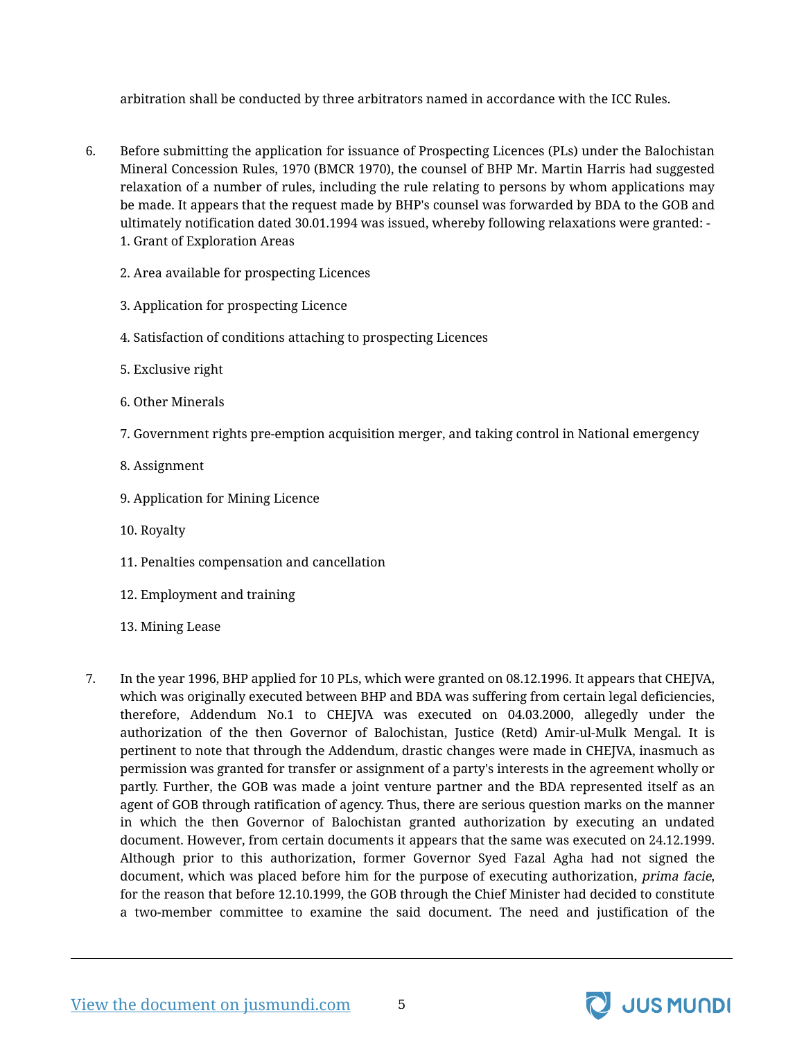arbitration shall be conducted by three arbitrators named in accordance with the ICC Rules.

6. Before submitting the application for issuance of Prospecting Licences (PLs) under the Balochistan Mineral Concession Rules, 1970 (BMCR 1970), the counsel of BHP Mr. Martin Harris had suggested relaxation of a number of rules, including the rule relating to persons by whom applications may be made. It appears that the request made by BHP's counsel was forwarded by BDA to the GOB and ultimately notification dated 30.01.1994 was issued, whereby following relaxations were granted: -

   1. Grant of Exploration Areas

   2. Area available for prospecting Licences

   3. Application for prospecting Licence

   4. Satisfaction of conditions attaching to prospecting Licences

   5. Exclusive right

   6. Other Minerals

   7. Government rights pre-emption acquisition merger, and taking control in National emergency

   8. Assignment

   9. Application for Mining Licence

   10. Royalty

   11. Penalties compensation and cancellation

   12. Employment and training

   13. Mining Lease

7. In the year 1996, BHP applied for 10 PLs, which were granted on 08.12.1996. It appears that CHEJVA, which was originally executed between BHP and BDA was suffering from certain legal deficiencies, therefore, Addendum No.1 to CHEJVA was executed on 04.03.2000, allegedly under the authorization of the then Governor of Balochistan, Justice (Retd) Amir-ul-Mulk Mengal. It is pertinent to note that through the Addendum, drastic changes were made in CHEJVA, inasmuch as permission was granted for transfer or assignment of a party's interests in the agreement wholly or partly. Further, the GOB was made a joint venture partner and the BDA represented itself as an agent of GOB through ratification of agency. Thus, there are serious question marks on the manner in which the then Governor of Balochistan granted authorization by executing an undated document. However, from certain documents it appears that the same was executed on 24.12.1999. Although prior to this authorization, former Governor Syed Fazal Agha had not signed the document, which was placed before him for the purpose of executing authorization, *prima facie*, for the reason that before 12.10.1999, the GOB through the Chief Minister had decided to constitute a two-member committee to examine the said document. The need and justification of the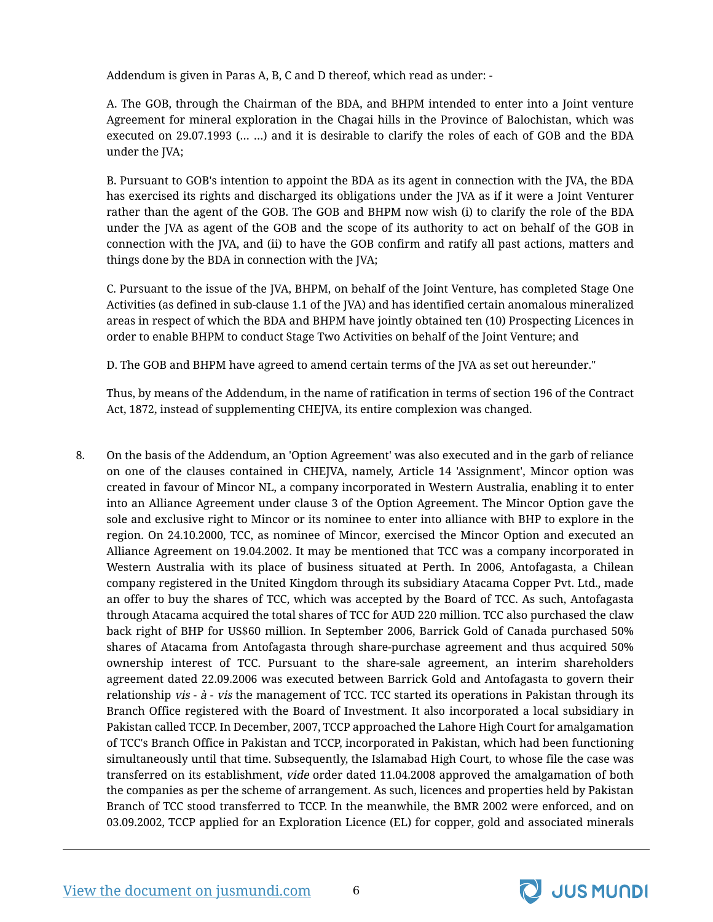Addendum is given in Paras A, B, C and D thereof, which read as under: -

A. The GOB, through the Chairman of the BDA, and BHPM intended to enter into a Joint venture Agreement for mineral exploration in the Chagai hills in the Province of Balochistan, which was executed on 29.07.1993 (... ...) and it is desirable to clarify the roles of each of GOB and the BDA under the JVA;

B. Pursuant to GOB's intention to appoint the BDA as its agent in connection with the JVA, the BDA has exercised its rights and discharged its obligations under the JVA as if it were a Joint Venturer rather than the agent of the GOB. The GOB and BHPM now wish (i) to clarify the role of the BDA under the JVA as agent of the GOB and the scope of its authority to act on behalf of the GOB in connection with the JVA, and (ii) to have the GOB confirm and ratify all past actions, matters and things done by the BDA in connection with the JVA;

C. Pursuant to the issue of the JVA, BHPM, on behalf of the Joint Venture, has completed Stage One Activities (as defined in sub-clause 1.1 of the JVA) and has identified certain anomalous mineralized areas in respect of which the BDA and BHPM have jointly obtained ten (10) Prospecting Licences in order to enable BHPM to conduct Stage Two Activities on behalf of the Joint Venture; and

D. The GOB and BHPM have agreed to amend certain terms of the JVA as set out hereunder."

Thus, by means of the Addendum, in the name of ratification in terms of section 196 of the Contract Act, 1872, instead of supplementing CHEJVA, its entire complexion was changed.

8. On the basis of the Addendum, an 'Option Agreement' was also executed and in the garb of reliance on one of the clauses contained in CHEJVA, namely, Article 14 'Assignment', Mincor option was created in favour of Mincor NL, a company incorporated in Western Australia, enabling it to enter into an Alliance Agreement under clause 3 of the Option Agreement. The Mincor Option gave the sole and exclusive right to Mincor or its nominee to enter into alliance with BHP to explore in the region. On 24.10.2000, TCC, as nominee of Mincor, exercised the Mincor Option and executed an Alliance Agreement on 19.04.2002. It may be mentioned that TCC was a company incorporated in Western Australia with its place of business situated at Perth. In 2006, Antofagasta, a Chilean company registered in the United Kingdom through its subsidiary Atacama Copper Pvt. Ltd., made an offer to buy the shares of TCC, which was accepted by the Board of TCC. As such, Antofagasta through Atacama acquired the total shares of TCC for AUD 220 million. TCC also purchased the claw back right of BHP for US$60 million. In September 2006, Barrick Gold of Canada purchased 50% shares of Atacama from Antofagasta through share-purchase agreement and thus acquired 50% ownership interest of TCC. Pursuant to the share-sale agreement, an interim shareholders agreement dated 22.09.2006 was executed between Barrick Gold and Antofagasta to govern their relationship *vis - à - vis* the management of TCC. TCC started its operations in Pakistan through its Branch Office registered with the Board of Investment. It also incorporated a local subsidiary in Pakistan called TCCP. In December, 2007, TCCP approached the Lahore High Court for amalgamation of TCC's Branch Office in Pakistan and TCCP, incorporated in Pakistan, which had been functioning simultaneously until that time. Subsequently, the Islamabad High Court, to whose file the case was transferred on its establishment, *vide* order dated 11.04.2008 approved the amalgamation of both the companies as per the scheme of arrangement. As such, licences and properties held by Pakistan Branch of TCC stood transferred to TCCP. In the meanwhile, the BMR 2002 were enforced, and on 03.09.2002, TCCP applied for an Exploration Licence (EL) for copper, gold and associated minerals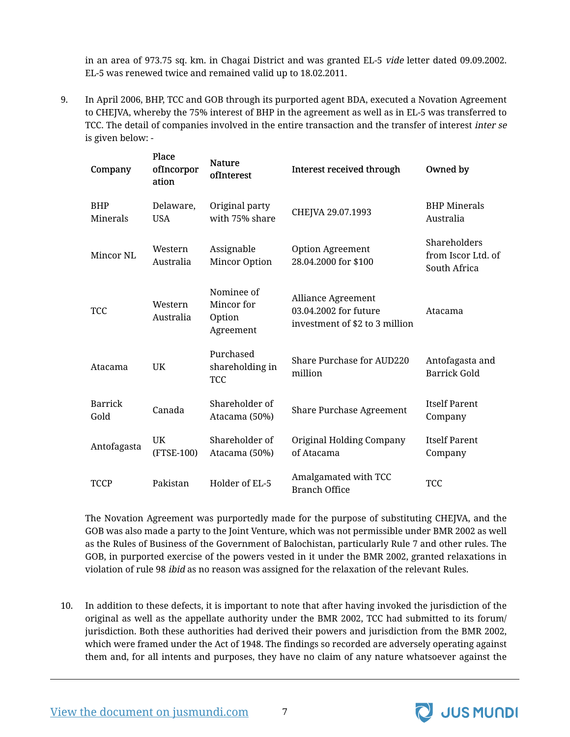in an area of 973.75 sq. km. in Chagai District and was granted EL-5 *vide* letter dated 09.09.2002. EL-5 was renewed twice and remained valid up to 18.02.2011.

9. In April 2006, BHP, TCC and GOB through its purported agent BDA, executed a Novation Agreement to CHEJVA, whereby the 75% interest of BHP in the agreement as well as in EL-5 was transferred to TCC. The detail of companies involved in the entire transaction and the transfer of interest *inter se* is given below: -

| Company | Place ofIncorporation | Nature ofInterest | Interest received through | Owned by |
|---|---|---|---|---|
| BHP Minerals | Delaware, USA | Original party with 75% share | CHEJVA 29.07.1993 | BHP Minerals Australia |
| Mincor NL | Western Australia | Assignable Mincor Option | Option Agreement 28.04.2000 for $100 | Shareholders from Iscor Ltd. of South Africa |
| TCC | Western Australia | Nominee of Mincor for Option Agreement | Alliance Agreement 03.04.2002 for future investment of $2 to 3 million | Atacama |
| Atacama | UK | Purchased shareholding in TCC | Share Purchase for AUD220 million | Antofagasta and Barrick Gold |
| Barrick Gold | Canada | Shareholder of Atacama (50%) | Share Purchase Agreement | Itself Parent Company |
| Antofagasta | UK (FTSE-100) | Shareholder of Atacama (50%) | Original Holding Company of Atacama | Itself Parent Company |
| TCCP | Pakistan | Holder of EL-5 | Amalgamated with TCC Branch Office | TCC |

The Novation Agreement was purportedly made for the purpose of substituting CHEJVA, and the GOB was also made a party to the Joint Venture, which was not permissible under BMR 2002 as well as the Rules of Business of the Government of Balochistan, particularly Rule 7 and other rules. The GOB, in purported exercise of the powers vested in it under the BMR 2002, granted relaxations in violation of rule 98 *ibid* as no reason was assigned for the relaxation of the relevant Rules.

10. In addition to these defects, it is important to note that after having invoked the jurisdiction of the original as well as the appellate authority under the BMR 2002, TCC had submitted to its forum/ jurisdiction. Both these authorities had derived their powers and jurisdiction from the BMR 2002, which were framed under the Act of 1948. The findings so recorded are adversely operating against them and, for all intents and purposes, they have no claim of any nature whatsoever against the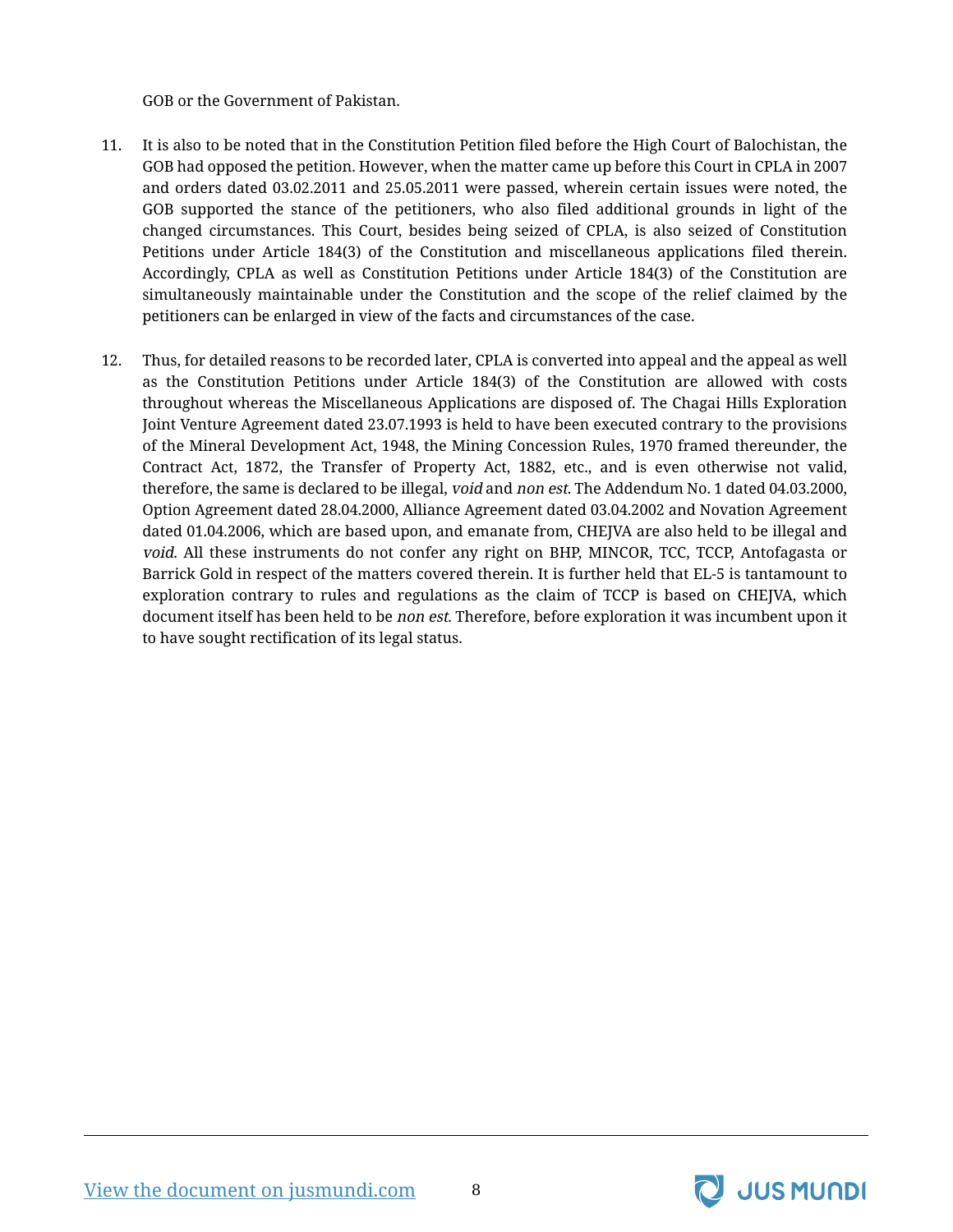GOB or the Government of Pakistan.

11. It is also to be noted that in the Constitution Petition filed before the High Court of Balochistan, the GOB had opposed the petition. However, when the matter came up before this Court in CPLA in 2007 and orders dated 03.02.2011 and 25.05.2011 were passed, wherein certain issues were noted, the GOB supported the stance of the petitioners, who also filed additional grounds in light of the changed circumstances. This Court, besides being seized of CPLA, is also seized of Constitution Petitions under Article 184(3) of the Constitution and miscellaneous applications filed therein. Accordingly, CPLA as well as Constitution Petitions under Article 184(3) of the Constitution are simultaneously maintainable under the Constitution and the scope of the relief claimed by the petitioners can be enlarged in view of the facts and circumstances of the case.

12. Thus, for detailed reasons to be recorded later, CPLA is converted into appeal and the appeal as well as the Constitution Petitions under Article 184(3) of the Constitution are allowed with costs throughout whereas the Miscellaneous Applications are disposed of. The Chagai Hills Exploration Joint Venture Agreement dated 23.07.1993 is held to have been executed contrary to the provisions of the Mineral Development Act, 1948, the Mining Concession Rules, 1970 framed thereunder, the Contract Act, 1872, the Transfer of Property Act, 1882, etc., and is even otherwise not valid, therefore, the same is declared to be illegal, *void* and *non est*. The Addendum No. 1 dated 04.03.2000, Option Agreement dated 28.04.2000, Alliance Agreement dated 03.04.2002 and Novation Agreement dated 01.04.2006, which are based upon, and emanate from, CHEJVA are also held to be illegal and *void*. All these instruments do not confer any right on BHP, MINCOR, TCC, TCCP, Antofagasta or Barrick Gold in respect of the matters covered therein. It is further held that EL-5 is tantamount to exploration contrary to rules and regulations as the claim of TCCP is based on CHEJVA, which document itself has been held to be *non est*. Therefore, before exploration it was incumbent upon it to have sought rectification of its legal status.